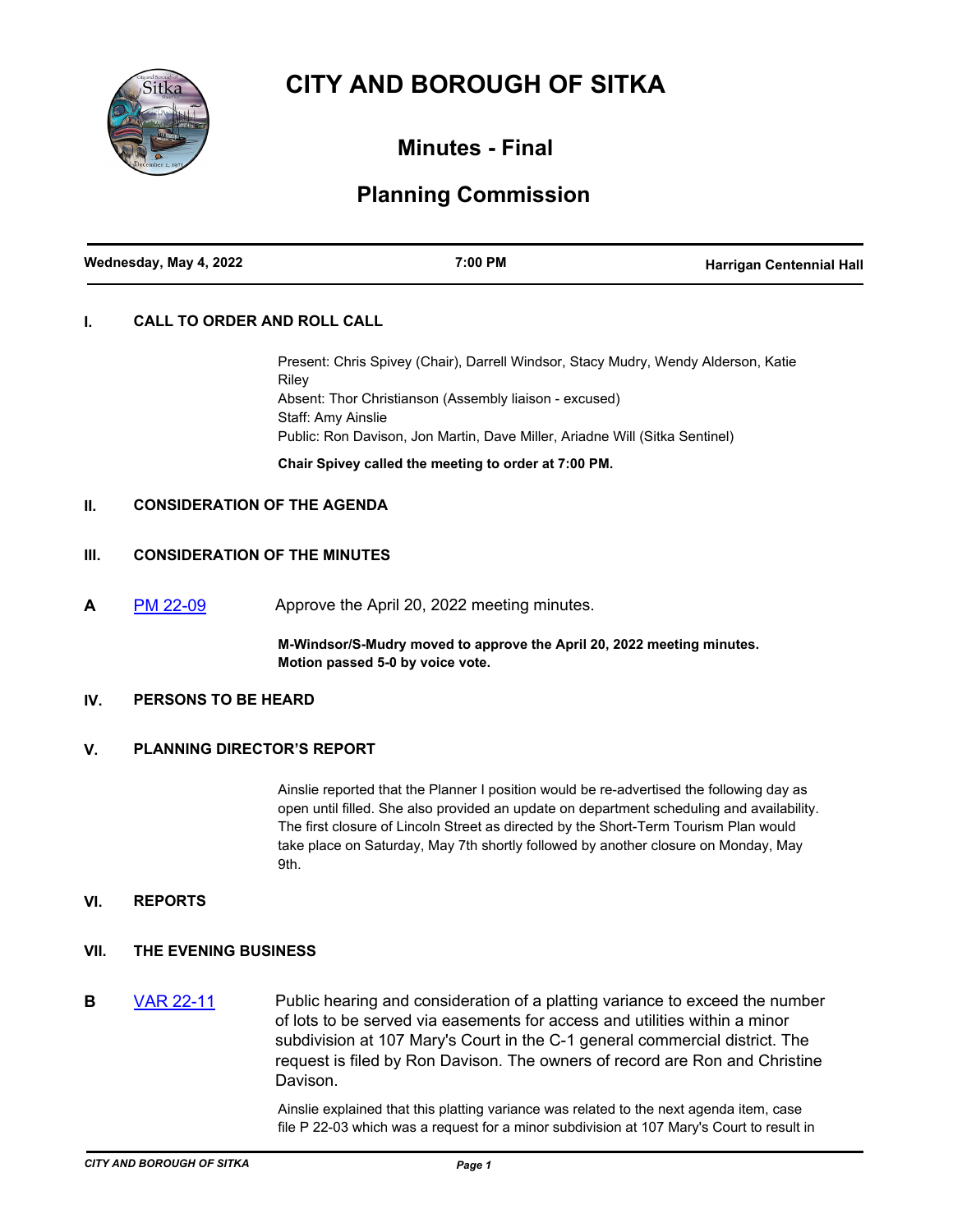# CITY AND BOROUGH OF SITKA

## Minutes - Final

## Planning Commission

| Wednesday, May 4, 2022 | 7:00 PM | Harrigan Centennial Hall |
|---|---|---|

### I. CALL TO ORDER AND ROLL CALL

Present: Chris Spivey (Chair), Darrell Windsor, Stacy Mudry, Wendy Alderson, Katie Riley
Absent: Thor Christianson (Assembly liaison - excused)
Staff: Amy Ainslie
Public: Ron Davison, Jon Martin, Dave Miller, Ariadne Will (Sitka Sentinel)

**Chair Spivey called the meeting to order at 7:00 PM.**

### II. CONSIDERATION OF THE AGENDA

### III. CONSIDERATION OF THE MINUTES

**A** PM 22-09 Approve the April 20, 2022 meeting minutes.

**M-Windsor/S-Mudry moved to approve the April 20, 2022 meeting minutes. Motion passed 5-0 by voice vote.**

### IV. PERSONS TO BE HEARD

### V. PLANNING DIRECTOR'S REPORT

Ainslie reported that the Planner I position would be re-advertised the following day as open until filled. She also provided an update on department scheduling and availability. The first closure of Lincoln Street as directed by the Short-Term Tourism Plan would take place on Saturday, May 7th shortly followed by another closure on Monday, May 9th.

### VI. REPORTS

### VII. THE EVENING BUSINESS

**B** VAR 22-11 Public hearing and consideration of a platting variance to exceed the number of lots to be served via easements for access and utilities within a minor subdivision at 107 Mary's Court in the C-1 general commercial district. The request is filed by Ron Davison. The owners of record are Ron and Christine Davison.

Ainslie explained that this platting variance was related to the next agenda item, case file P 22-03 which was a request for a minor subdivision at 107 Mary's Court to result in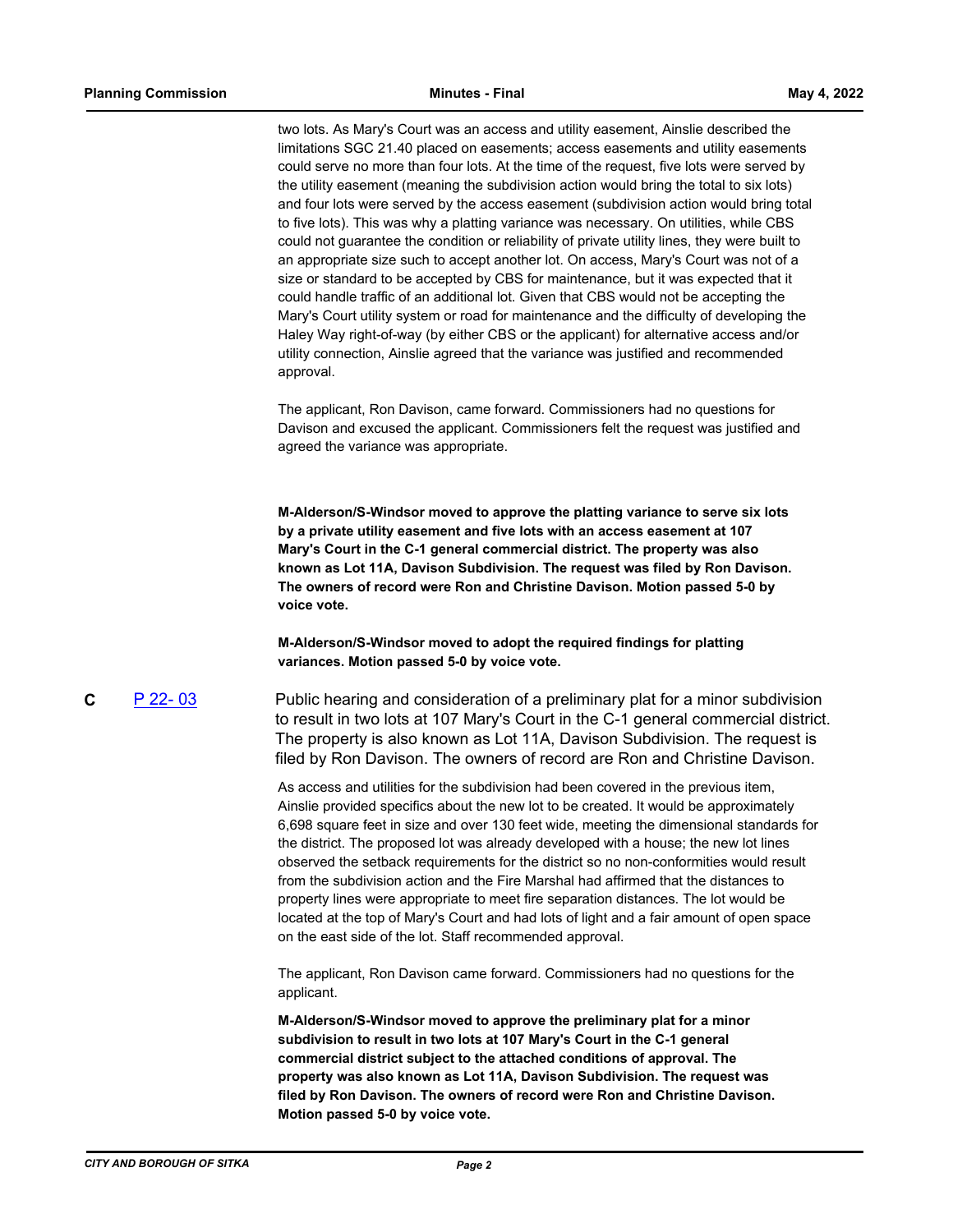two lots. As Mary's Court was an access and utility easement, Ainslie described the limitations SGC 21.40 placed on easements; access easements and utility easements could serve no more than four lots. At the time of the request, five lots were served by the utility easement (meaning the subdivision action would bring the total to six lots) and four lots were served by the access easement (subdivision action would bring total to five lots). This was why a platting variance was necessary. On utilities, while CBS could not guarantee the condition or reliability of private utility lines, they were built to an appropriate size such to accept another lot. On access, Mary's Court was not of a size or standard to be accepted by CBS for maintenance, but it was expected that it could handle traffic of an additional lot. Given that CBS would not be accepting the Mary's Court utility system or road for maintenance and the difficulty of developing the Haley Way right-of-way (by either CBS or the applicant) for alternative access and/or utility connection, Ainslie agreed that the variance was justified and recommended approval.

The applicant, Ron Davison, came forward. Commissioners had no questions for Davison and excused the applicant. Commissioners felt the request was justified and agreed the variance was appropriate.

**M-Alderson/S-Windsor moved to approve the platting variance to serve six lots by a private utility easement and five lots with an access easement at 107 Mary's Court in the C-1 general commercial district. The property was also known as Lot 11A, Davison Subdivision. The request was filed by Ron Davison. The owners of record were Ron and Christine Davison. Motion passed 5-0 by voice vote.**

**M-Alderson/S-Windsor moved to adopt the required findings for platting variances. Motion passed 5-0 by voice vote.**

**C** P 22- 03 Public hearing and consideration of a preliminary plat for a minor subdivision to result in two lots at 107 Mary's Court in the C-1 general commercial district. The property is also known as Lot 11A, Davison Subdivision. The request is filed by Ron Davison. The owners of record are Ron and Christine Davison.

As access and utilities for the subdivision had been covered in the previous item, Ainslie provided specifics about the new lot to be created. It would be approximately 6,698 square feet in size and over 130 feet wide, meeting the dimensional standards for the district. The proposed lot was already developed with a house; the new lot lines observed the setback requirements for the district so no non-conformities would result from the subdivision action and the Fire Marshal had affirmed that the distances to property lines were appropriate to meet fire separation distances. The lot would be located at the top of Mary's Court and had lots of light and a fair amount of open space on the east side of the lot. Staff recommended approval.

The applicant, Ron Davison came forward. Commissioners had no questions for the applicant.

**M-Alderson/S-Windsor moved to approve the preliminary plat for a minor subdivision to result in two lots at 107 Mary's Court in the C-1 general commercial district subject to the attached conditions of approval. The property was also known as Lot 11A, Davison Subdivision. The request was filed by Ron Davison. The owners of record were Ron and Christine Davison. Motion passed 5-0 by voice vote.**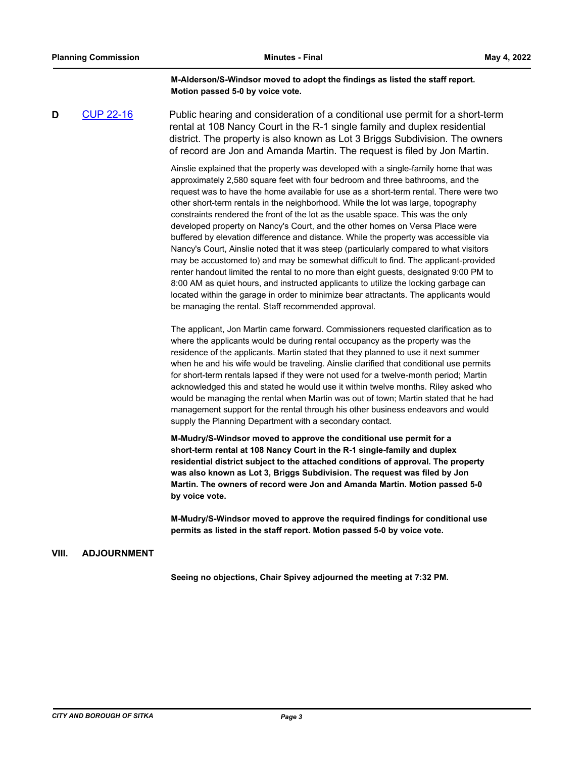**M-Alderson/S-Windsor moved to adopt the findings as listed the staff report. Motion passed 5-0 by voice vote.**

**D** [CUP 22-16](CUP 22-16) Public hearing and consideration of a conditional use permit for a short-term rental at 108 Nancy Court in the R-1 single family and duplex residential district. The property is also known as Lot 3 Briggs Subdivision. The owners of record are Jon and Amanda Martin. The request is filed by Jon Martin.

Ainslie explained that the property was developed with a single-family home that was approximately 2,580 square feet with four bedroom and three bathrooms, and the request was to have the home available for use as a short-term rental. There were two other short-term rentals in the neighborhood. While the lot was large, topography constraints rendered the front of the lot as the usable space. This was the only developed property on Nancy's Court, and the other homes on Versa Place were buffered by elevation difference and distance. While the property was accessible via Nancy's Court, Ainslie noted that it was steep (particularly compared to what visitors may be accustomed to) and may be somewhat difficult to find. The applicant-provided renter handout limited the rental to no more than eight guests, designated 9:00 PM to 8:00 AM as quiet hours, and instructed applicants to utilize the locking garbage can located within the garage in order to minimize bear attractants. The applicants would be managing the rental. Staff recommended approval.

The applicant, Jon Martin came forward. Commissioners requested clarification as to where the applicants would be during rental occupancy as the property was the residence of the applicants. Martin stated that they planned to use it next summer when he and his wife would be traveling. Ainslie clarified that conditional use permits for short-term rentals lapsed if they were not used for a twelve-month period; Martin acknowledged this and stated he would use it within twelve months. Riley asked who would be managing the rental when Martin was out of town; Martin stated that he had management support for the rental through his other business endeavors and would supply the Planning Department with a secondary contact.

**M-Mudry/S-Windsor moved to approve the conditional use permit for a short-term rental at 108 Nancy Court in the R-1 single-family and duplex residential district subject to the attached conditions of approval. The property was also known as Lot 3, Briggs Subdivision. The request was filed by Jon Martin. The owners of record were Jon and Amanda Martin. Motion passed 5-0 by voice vote.**

**M-Mudry/S-Windsor moved to approve the required findings for conditional use permits as listed in the staff report. Motion passed 5-0 by voice vote.**

## VIII. ADJOURNMENT

**Seeing no objections, Chair Spivey adjourned the meeting at 7:32 PM.**